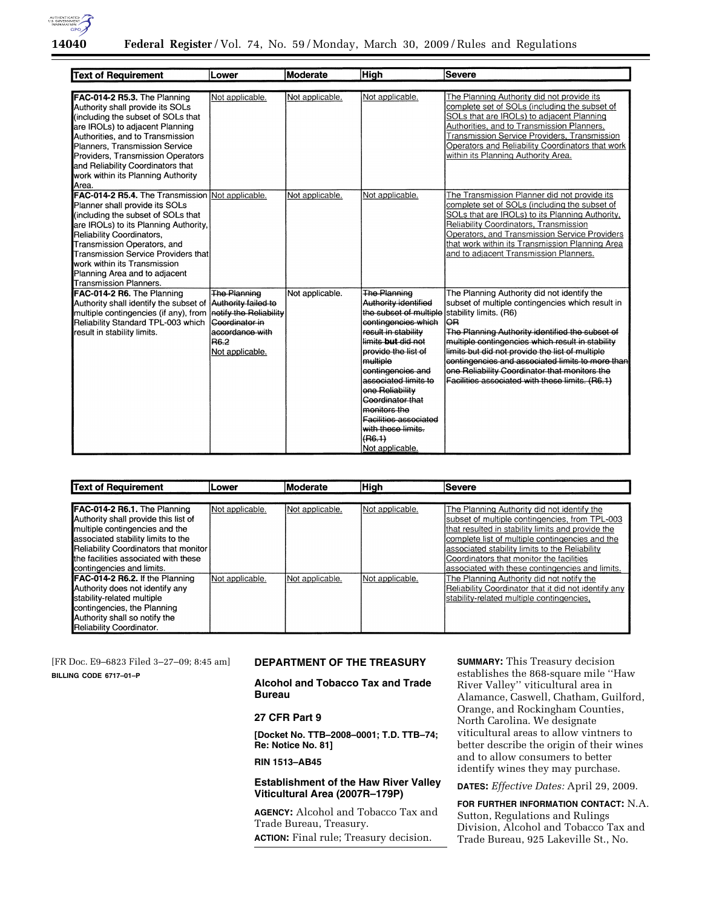| Text of Requirement | Lower | Moderate | High | Severe |
|---|---|---|---|---|
| **FAC-014-2 R5.3.** The Planning Authority shall provide its SOLs (including the subset of SOLs that are IROLs) to adjacent Planning Authorities, and to Transmission Planners, Transmission Service Providers, Transmission Operators and Reliability Coordinators that work within its Planning Authority Area. | Not applicable. | Not applicable. | Not applicable. | The Planning Authority did not provide its complete set of SOLs (including the subset of SOLs that are IROLs) to adjacent Planning Authorities, and to Transmission Planners, Transmission Service Providers, Transmission Operators and Reliability Coordinators that work within its Planning Authority Area. |
| **FAC-014-2 R5.4.** The Transmission Planner shall provide its SOLs (including the subset of SOLs that are IROLs) to its Planning Authority, Reliability Coordinators, Transmission Operators, and Transmission Service Providers that work within its Transmission Planning Area and to adjacent Transmission Planners. | Not applicable. | Not applicable. | Not applicable. | The Transmission Planner did not provide its complete set of SOLs (including the subset of SOLs that are IROLs) to its Planning Authority, Reliability Coordinators, Transmission Operators, and Transmission Service Providers that work within its Transmission Planning Area and to adjacent Transmission Planners. |
| **FAC-014-2 R6.** The Planning Authority shall identify the subset of multiple contingencies (if any), from Reliability Standard TPL-003 which result in stability limits. | ~~The Planning Authority failed to notify the Reliability Coordinator in accordance with R6.2~~ Not applicable. | Not applicable. | ~~The Planning Authority identified the subset of multiple contingencies which result in stability limits **but** did not provide the list of multiple contingencies and associated limits to one Reliability Coordinator that monitors the Facilities associated with these limits. (R6.1)~~ Not applicable. | The Planning Authority did not identify the subset of multiple contingencies which result in stability limits. (R6) ~~OR The Planning Authority identified the subset of multiple contingencies which result in stability limits but did not provide the list of multiple contingencies and associated limits to more than one Reliability Coordinator that monitors the Facilities associated with these limits. (R6.1)~~ |
| **FAC-014-2 R6.1.** The Planning Authority shall provide this list of multiple contingencies and the associated stability limits to the Reliability Coordinators that monitor the facilities associated with these contingencies and limits. | Not applicable. | Not applicable. | Not applicable. | The Planning Authority did not identify the subset of multiple contingencies, from TPL-003 that resulted in stability limits and provide the complete list of multiple contingencies and the associated stability limits to the Reliability Coordinators that monitor the facilities associated with these contingencies and limits. |
| **FAC-014-2 R6.2.** If the Planning Authority does not identify any stability-related multiple contingencies, the Planning Authority shall so notify the Reliability Coordinator. | Not applicable. | Not applicable. | Not applicable. | The Planning Authority did not notify the Reliability Coordinator that it did not identify any stability-related multiple contingencies. |

[FR Doc. E9–6823 Filed 3–27–09; 8:45 am]

**BILLING CODE 6717–01–P**

## DEPARTMENT OF THE TREASURY

### Alcohol and Tobacco Tax and Trade Bureau

### 27 CFR Part 9

**[Docket No. TTB–2008–0001; T.D. TTB–74; Re: Notice No. 81]**

**RIN 1513–AB45**

### Establishment of the Haw River Valley Viticultural Area (2007R–179P)

**AGENCY:** Alcohol and Tobacco Tax and Trade Bureau, Treasury.

**ACTION:** Final rule; Treasury decision.

**SUMMARY:** This Treasury decision establishes the 868-square mile "Haw River Valley" viticultural area in Alamance, Caswell, Chatham, Guilford, Orange, and Rockingham Counties, North Carolina. We designate viticultural areas to allow vintners to better describe the origin of their wines and to allow consumers to better identify wines they may purchase.

**DATES:** *Effective Dates:* April 29, 2009.

**FOR FURTHER INFORMATION CONTACT:** N.A. Sutton, Regulations and Rulings Division, Alcohol and Tobacco Tax and Trade Bureau, 925 Lakeville St., No.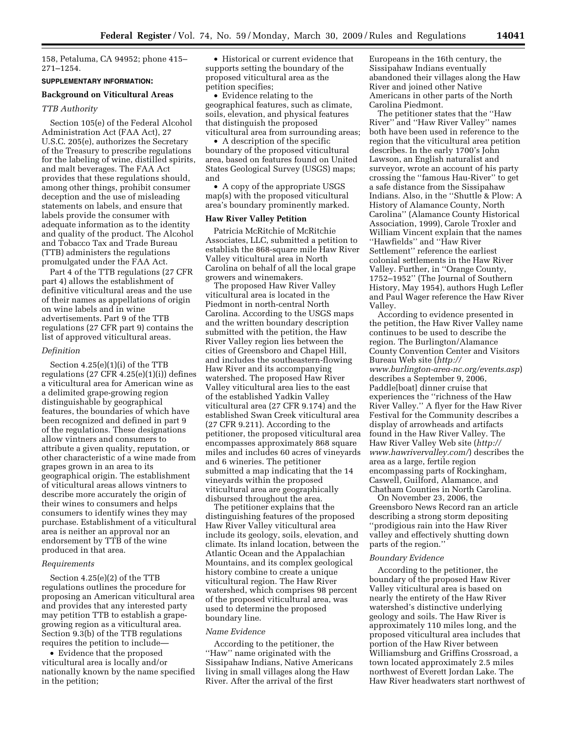158, Petaluma, CA 94952; phone 415–271–1254.

**SUPPLEMENTARY INFORMATION:**

## Background on Viticultural Areas

### *TTB Authority*

Section 105(e) of the Federal Alcohol Administration Act (FAA Act), 27 U.S.C. 205(e), authorizes the Secretary of the Treasury to prescribe regulations for the labeling of wine, distilled spirits, and malt beverages. The FAA Act provides that these regulations should, among other things, prohibit consumer deception and the use of misleading statements on labels, and ensure that labels provide the consumer with adequate information as to the identity and quality of the product. The Alcohol and Tobacco Tax and Trade Bureau (TTB) administers the regulations promulgated under the FAA Act.

Part 4 of the TTB regulations (27 CFR part 4) allows the establishment of definitive viticultural areas and the use of their names as appellations of origin on wine labels and in wine advertisements. Part 9 of the TTB regulations (27 CFR part 9) contains the list of approved viticultural areas.

### *Definition*

Section 4.25(e)(1)(i) of the TTB regulations (27 CFR 4.25(e)(1)(i)) defines a viticultural area for American wine as a delimited grape-growing region distinguishable by geographical features, the boundaries of which have been recognized and defined in part 9 of the regulations. These designations allow vintners and consumers to attribute a given quality, reputation, or other characteristic of a wine made from grapes grown in an area to its geographical origin. The establishment of viticultural areas allows vintners to describe more accurately the origin of their wines to consumers and helps consumers to identify wines they may purchase. Establishment of a viticultural area is neither an approval nor an endorsement by TTB of the wine produced in that area.

### *Requirements*

Section 4.25(e)(2) of the TTB regulations outlines the procedure for proposing an American viticultural area and provides that any interested party may petition TTB to establish a grape-growing region as a viticultural area. Section 9.3(b) of the TTB regulations requires the petition to include—

- Evidence that the proposed viticultural area is locally and/or nationally known by the name specified in the petition;
- Historical or current evidence that supports setting the boundary of the proposed viticultural area as the petition specifies;
- Evidence relating to the geographical features, such as climate, soils, elevation, and physical features that distinguish the proposed viticultural area from surrounding areas;
- A description of the specific boundary of the proposed viticultural area, based on features found on United States Geological Survey (USGS) maps; and
- A copy of the appropriate USGS map(s) with the proposed viticultural area's boundary prominently marked.

## Haw River Valley Petition

Patricia McRitchie of McRitchie Associates, LLC, submitted a petition to establish the 868-square mile Haw River Valley viticultural area in North Carolina on behalf of all the local grape growers and winemakers.

The proposed Haw River Valley viticultural area is located in the Piedmont in north-central North Carolina. According to the USGS maps and the written boundary description submitted with the petition, the Haw River Valley region lies between the cities of Greensboro and Chapel Hill, and includes the southeastern-flowing Haw River and its accompanying watershed. The proposed Haw River Valley viticultural area lies to the east of the established Yadkin Valley viticultural area (27 CFR 9.174) and the established Swan Creek viticultural area (27 CFR 9.211). According to the petitioner, the proposed viticultural area encompasses approximately 868 square miles and includes 60 acres of vineyards and 6 wineries. The petitioner submitted a map indicating that the 14 vineyards within the proposed viticultural area are geographically disbursed throughout the area.

The petitioner explains that the distinguishing features of the proposed Haw River Valley viticultural area include its geology, soils, elevation, and climate. Its inland location, between the Atlantic Ocean and the Appalachian Mountains, and its complex geological history combine to create a unique viticultural region. The Haw River watershed, which comprises 98 percent of the proposed viticultural area, was used to determine the proposed boundary line.

### *Name Evidence*

According to the petitioner, the "Haw" name originated with the Sissipahaw Indians, Native Americans living in small villages along the Haw River. After the arrival of the first Europeans in the 16th century, the Sissipahaw Indians eventually abandoned their villages along the Haw River and joined other Native Americans in other parts of the North Carolina Piedmont.

The petitioner states that the "Haw River" and "Haw River Valley" names both have been used in reference to the region that the viticultural area petition describes. In the early 1700's John Lawson, an English naturalist and surveyor, wrote an account of his party crossing the "famous Hau-River" to get a safe distance from the Sissipahaw Indians. Also, in the "Shuttle & Plow: A History of Alamance County, North Carolina" (Alamance County Historical Association, 1999), Carole Troxler and William Vincent explain that the names "Hawfields" and "Haw River Settlement" reference the earliest colonial settlements in the Haw River Valley. Further, in "Orange County, 1752–1952" (The Journal of Southern History, May 1954), authors Hugh Lefler and Paul Wager reference the Haw River Valley.

According to evidence presented in the petition, the Haw River Valley name continues to be used to describe the region. The Burlington/Alamance County Convention Center and Visitors Bureau Web site (*http://www.burlington-area-nc.org/events.asp*) describes a September 9, 2006, Paddle[boat] dinner cruise that experiences the "richness of the Haw River Valley." A flyer for the Haw River Festival for the Community describes a display of arrowheads and artifacts found in the Haw River Valley. The Haw River Valley Web site (*http://www.hawrivervalley.com/*) describes the area as a large, fertile region encompassing parts of Rockingham, Caswell, Guilford, Alamance, and Chatham Counties in North Carolina.

On November 23, 2006, the Greensboro News Record ran an article describing a strong storm depositing "prodigious rain into the Haw River valley and effectively shutting down parts of the region."

### *Boundary Evidence*

According to the petitioner, the boundary of the proposed Haw River Valley viticultural area is based on nearly the entirety of the Haw River watershed's distinctive underlying geology and soils. The Haw River is approximately 110 miles long, and the proposed viticultural area includes that portion of the Haw River between Williamsburg and Griffins Crossroad, a town located approximately 2.5 miles northwest of Everett Jordan Lake. The Haw River headwaters start northwest of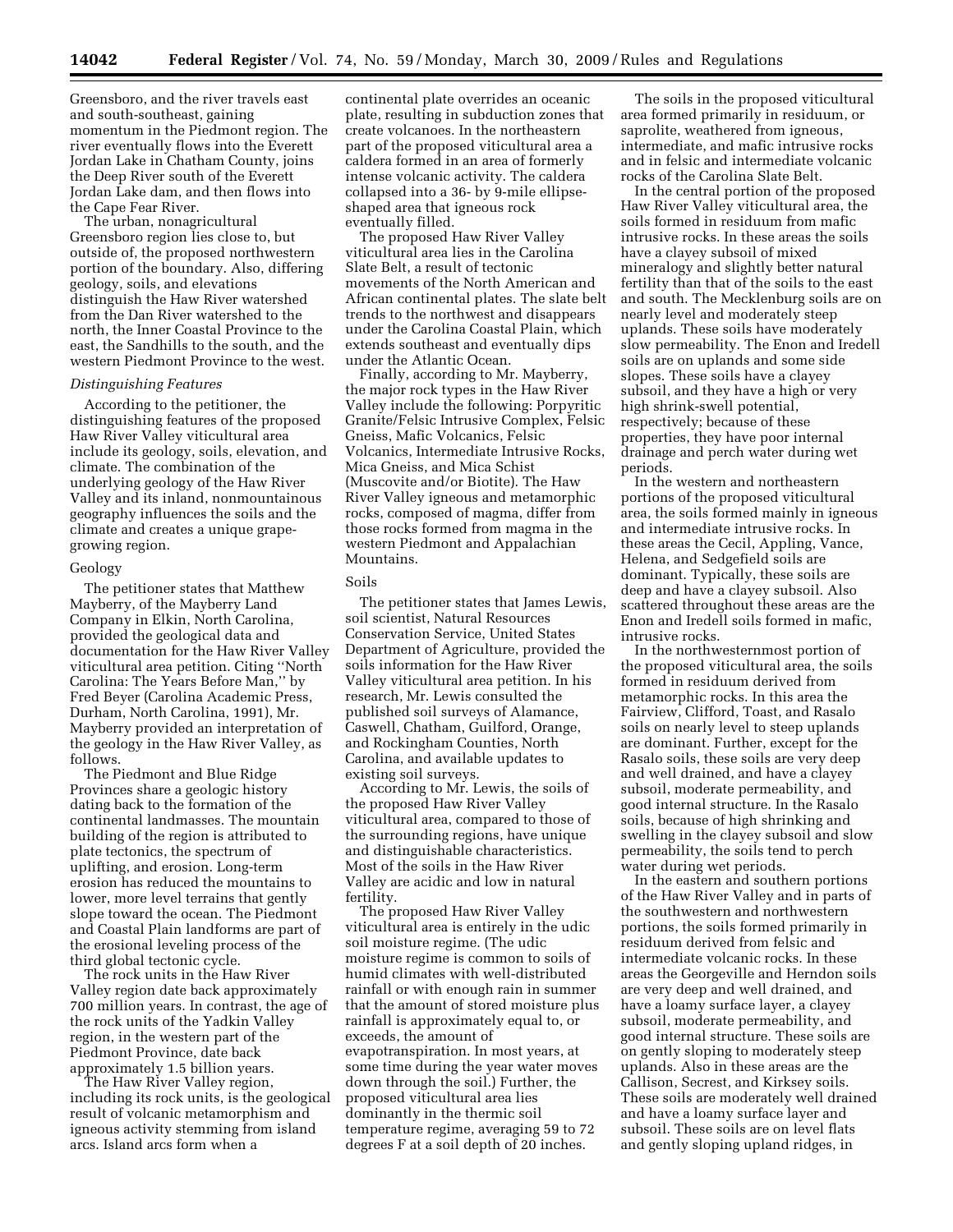Greensboro, and the river travels east and south-southeast, gaining momentum in the Piedmont region. The river eventually flows into the Everett Jordan Lake in Chatham County, joins the Deep River south of the Everett Jordan Lake dam, and then flows into the Cape Fear River.

The urban, nonagricultural Greensboro region lies close to, but outside of, the proposed northwestern portion of the boundary. Also, differing geology, soils, and elevations distinguish the Haw River watershed from the Dan River watershed to the north, the Inner Coastal Province to the east, the Sandhills to the south, and the western Piedmont Province to the west.

### *Distinguishing Features*

According to the petitioner, the distinguishing features of the proposed Haw River Valley viticultural area include its geology, soils, elevation, and climate. The combination of the underlying geology of the Haw River Valley and its inland, nonmountainous geography influences the soils and the climate and creates a unique grape-growing region.

#### Geology

The petitioner states that Matthew Mayberry, of the Mayberry Land Company in Elkin, North Carolina, provided the geological data and documentation for the Haw River Valley viticultural area petition. Citing ''North Carolina: The Years Before Man,'' by Fred Beyer (Carolina Academic Press, Durham, North Carolina, 1991), Mr. Mayberry provided an interpretation of the geology in the Haw River Valley, as follows.

The Piedmont and Blue Ridge Provinces share a geologic history dating back to the formation of the continental landmasses. The mountain building of the region is attributed to plate tectonics, the spectrum of uplifting, and erosion. Long-term erosion has reduced the mountains to lower, more level terrains that gently slope toward the ocean. The Piedmont and Coastal Plain landforms are part of the erosional leveling process of the third global tectonic cycle.

The rock units in the Haw River Valley region date back approximately 700 million years. In contrast, the age of the rock units of the Yadkin Valley region, in the western part of the Piedmont Province, date back approximately 1.5 billion years.

The Haw River Valley region, including its rock units, is the geological result of volcanic metamorphism and igneous activity stemming from island arcs. Island arcs form when a continental plate overrides an oceanic plate, resulting in subduction zones that create volcanoes. In the northeastern part of the proposed viticultural area a caldera formed in an area of formerly intense volcanic activity. The caldera collapsed into a 36- by 9-mile ellipse-shaped area that igneous rock eventually filled.

The proposed Haw River Valley viticultural area lies in the Carolina Slate Belt, a result of tectonic movements of the North American and African continental plates. The slate belt trends to the northwest and disappears under the Carolina Coastal Plain, which extends southeast and eventually dips under the Atlantic Ocean.

Finally, according to Mr. Mayberry, the major rock types in the Haw River Valley include the following: Porpyritic Granite/Felsic Intrusive Complex, Felsic Gneiss, Mafic Volcanics, Felsic Volcanics, Intermediate Intrusive Rocks, Mica Gneiss, and Mica Schist (Muscovite and/or Biotite). The Haw River Valley igneous and metamorphic rocks, composed of magma, differ from those rocks formed from magma in the western Piedmont and Appalachian Mountains.

#### Soils

The petitioner states that James Lewis, soil scientist, Natural Resources Conservation Service, United States Department of Agriculture, provided the soils information for the Haw River Valley viticultural area petition. In his research, Mr. Lewis consulted the published soil surveys of Alamance, Caswell, Chatham, Guilford, Orange, and Rockingham Counties, North Carolina, and available updates to existing soil surveys.

According to Mr. Lewis, the soils of the proposed Haw River Valley viticultural area, compared to those of the surrounding regions, have unique and distinguishable characteristics. Most of the soils in the Haw River Valley are acidic and low in natural fertility.

The proposed Haw River Valley viticultural area is entirely in the udic soil moisture regime. (The udic moisture regime is common to soils of humid climates with well-distributed rainfall or with enough rain in summer that the amount of stored moisture plus rainfall is approximately equal to, or exceeds, the amount of evapotranspiration. In most years, at some time during the year water moves down through the soil.) Further, the proposed viticultural area lies dominantly in the thermic soil temperature regime, averaging 59 to 72 degrees F at a soil depth of 20 inches.

The soils in the proposed viticultural area formed primarily in residuum, or saprolite, weathered from igneous, intermediate, and mafic intrusive rocks and in felsic and intermediate volcanic rocks of the Carolina Slate Belt.

In the central portion of the proposed Haw River Valley viticultural area, the soils formed in residuum from mafic intrusive rocks. In these areas the soils have a clayey subsoil of mixed mineralogy and slightly better natural fertility than that of the soils to the east and south. The Mecklenburg soils are on nearly level and moderately steep uplands. These soils have moderately slow permeability. The Enon and Iredell soils are on uplands and some side slopes. These soils have a clayey subsoil, and they have a high or very high shrink-swell potential, respectively; because of these properties, they have poor internal drainage and perch water during wet periods.

In the western and northeastern portions of the proposed viticultural area, the soils formed mainly in igneous and intermediate intrusive rocks. In these areas the Cecil, Appling, Vance, Helena, and Sedgefield soils are dominant. Typically, these soils are deep and have a clayey subsoil. Also scattered throughout these areas are the Enon and Iredell soils formed in mafic, intrusive rocks.

In the northwesternmost portion of the proposed viticultural area, the soils formed in residuum derived from metamorphic rocks. In this area the Fairview, Clifford, Toast, and Rasalo soils on nearly level to steep uplands are dominant. Further, except for the Rasalo soils, these soils are very deep and well drained, and have a clayey subsoil, moderate permeability, and good internal structure. In the Rasalo soils, because of high shrinking and swelling in the clayey subsoil and slow permeability, the soils tend to perch water during wet periods.

In the eastern and southern portions of the Haw River Valley and in parts of the southwestern and northwestern portions, the soils formed primarily in residuum derived from felsic and intermediate volcanic rocks. In these areas the Georgeville and Herndon soils are very deep and well drained, and have a loamy surface layer, a clayey subsoil, moderate permeability, and good internal structure. These soils are on gently sloping to moderately steep uplands. Also in these areas are the Callison, Secrest, and Kirksey soils. These soils are moderately well drained and have a loamy surface layer and subsoil. These soils are on level flats and gently sloping upland ridges, in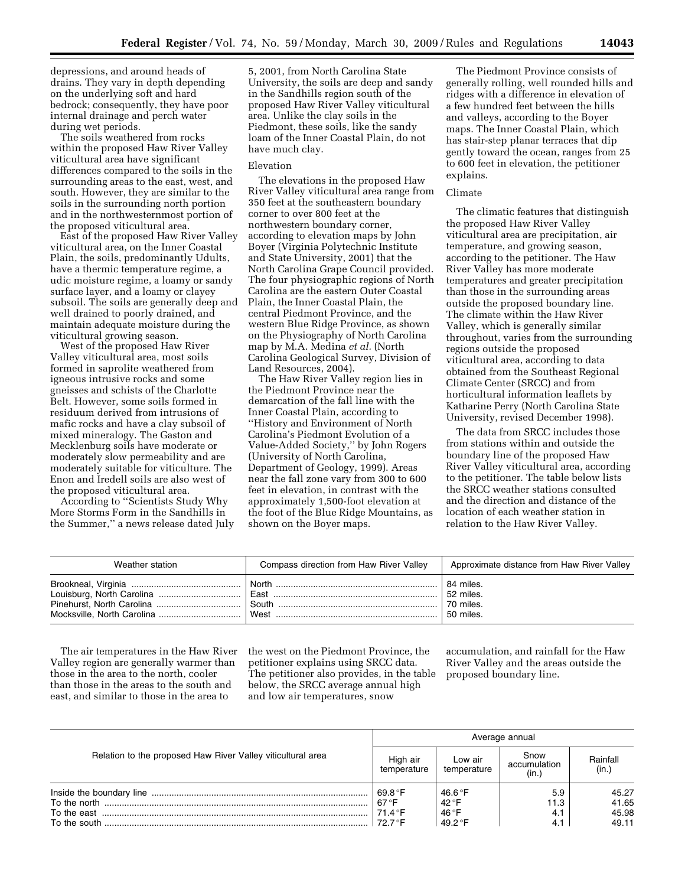depressions, and around heads of drains. They vary in depth depending on the underlying soft and hard bedrock; consequently, they have poor internal drainage and perch water during wet periods.

The soils weathered from rocks within the proposed Haw River Valley viticultural area have significant differences compared to the soils in the surrounding areas to the east, west, and south. However, they are similar to the soils in the surrounding north portion and in the northwesternmost portion of the proposed viticultural area.

East of the proposed Haw River Valley viticultural area, on the Inner Coastal Plain, the soils, predominantly Udults, have a thermic temperature regime, a udic moisture regime, a loamy or sandy surface layer, and a loamy or clayey subsoil. The soils are generally deep and well drained to poorly drained, and maintain adequate moisture during the viticultural growing season.

West of the proposed Haw River Valley viticultural area, most soils formed in saprolite weathered from igneous intrusive rocks and some gneisses and schists of the Charlotte Belt. However, some soils formed in residuum derived from intrusions of mafic rocks and have a clay subsoil of mixed mineralogy. The Gaston and Mecklenburg soils have moderate or moderately slow permeability and are moderately suitable for viticulture. The Enon and Iredell soils are also west of the proposed viticultural area.

According to ''Scientists Study Why More Storms Form in the Sandhills in the Summer,'' a news release dated July 5, 2001, from North Carolina State University, the soils are deep and sandy in the Sandhills region south of the proposed Haw River Valley viticultural area. Unlike the clay soils in the Piedmont, these soils, like the sandy loam of the Inner Coastal Plain, do not have much clay.

Elevation

The elevations in the proposed Haw River Valley viticultural area range from 350 feet at the southeastern boundary corner to over 800 feet at the northwestern boundary corner, according to elevation maps by John Boyer (Virginia Polytechnic Institute and State University, 2001) that the North Carolina Grape Council provided. The four physiographic regions of North Carolina are the eastern Outer Coastal Plain, the Inner Coastal Plain, the central Piedmont Province, and the western Blue Ridge Province, as shown on the Physiography of North Carolina map by M.A. Medina *et al.* (North Carolina Geological Survey, Division of Land Resources, 2004).

The Haw River Valley region lies in the Piedmont Province near the demarcation of the fall line with the Inner Coastal Plain, according to ''History and Environment of North Carolina's Piedmont Evolution of a Value-Added Society,'' by John Rogers (University of North Carolina, Department of Geology, 1999). Areas near the fall zone vary from 300 to 600 feet in elevation, in contrast with the approximately 1,500-foot elevation at the foot of the Blue Ridge Mountains, as shown on the Boyer maps.

The Piedmont Province consists of generally rolling, well rounded hills and ridges with a difference in elevation of a few hundred feet between the hills and valleys, according to the Boyer maps. The Inner Coastal Plain, which has stair-step planar terraces that dip gently toward the ocean, ranges from 25 to 600 feet in elevation, the petitioner explains.

Climate

The climatic features that distinguish the proposed Haw River Valley viticultural area are precipitation, air temperature, and growing season, according to the petitioner. The Haw River Valley has more moderate temperatures and greater precipitation than those in the surrounding areas outside the proposed boundary line. The climate within the Haw River Valley, which is generally similar throughout, varies from the surrounding regions outside the proposed viticultural area, according to data obtained from the Southeast Regional Climate Center (SRCC) and from horticultural information leaflets by Katharine Perry (North Carolina State University, revised December 1998).

The data from SRCC includes those from stations within and outside the boundary line of the proposed Haw River Valley viticultural area, according to the petitioner. The table below lists the SRCC weather stations consulted and the direction and distance of the location of each weather station in relation to the Haw River Valley.

| Weather station | Compass direction from Haw River Valley | Approximate distance from Haw River Valley |
|---|---|---|
| Brookneal, Virginia | North | 84 miles. |
| Louisburg, North Carolina | East | 52 miles. |
| Pinehurst, North Carolina | South | 70 miles. |
| Mocksville, North Carolina | West | 50 miles. |

The air temperatures in the Haw River Valley region are generally warmer than those in the area to the north, cooler than those in the areas to the south and east, and similar to those in the area to the west on the Piedmont Province, the petitioner explains using SRCC data. The petitioner also provides, in the table below, the SRCC average annual high and low air temperatures, snow accumulation, and rainfall for the Haw River Valley and the areas outside the proposed boundary line.

| Relation to the proposed Haw River Valley viticultural area | Average annual | | | |
|---|---|---|---|---|
| | High air temperature | Low air temperature | Snow accumulation (in.) | Rainfall (in.) |
| Inside the boundary line | 69.8 °F | 46.6 °F | 5.9 | 45.27 |
| To the north | 67 °F | 42 °F | 11.3 | 41.65 |
| To the east | 71.4 °F | 46 °F | 4.1 | 45.98 |
| To the south | 72.7 °F | 49.2 °F | 4.1 | 49.11 |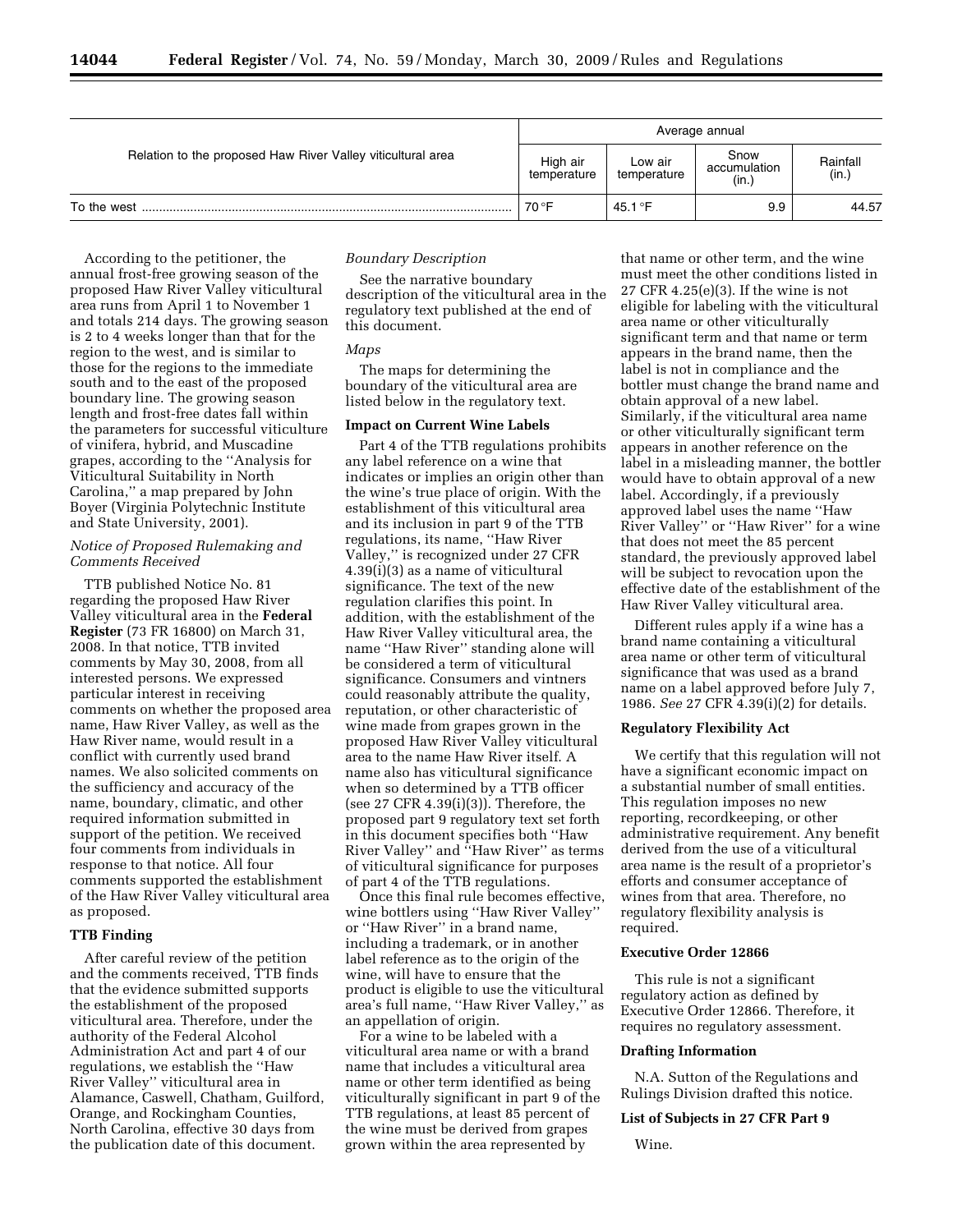| Relation to the proposed Haw River Valley viticultural area | Average annual | | | |
|---|---|---|---|---|
| | High air temperature | Low air temperature | Snow accumulation (in.) | Rainfall (in.) |
| To the west | 70 °F | 45.1 °F | 9.9 | 44.57 |

According to the petitioner, the annual frost-free growing season of the proposed Haw River Valley viticultural area runs from April 1 to November 1 and totals 214 days. The growing season is 2 to 4 weeks longer than that for the region to the west, and is similar to those for the regions to the immediate south and to the east of the proposed boundary line. The growing season length and frost-free dates fall within the parameters for successful viticulture of vinifera, hybrid, and Muscadine grapes, according to the ''Analysis for Viticultural Suitability in North Carolina,'' a map prepared by John Boyer (Virginia Polytechnic Institute and State University, 2001).

*Notice of Proposed Rulemaking and Comments Received*

TTB published Notice No. 81 regarding the proposed Haw River Valley viticultural area in the **Federal Register** (73 FR 16800) on March 31, 2008. In that notice, TTB invited comments by May 30, 2008, from all interested persons. We expressed particular interest in receiving comments on whether the proposed area name, Haw River Valley, as well as the Haw River name, would result in a conflict with currently used brand names. We also solicited comments on the sufficiency and accuracy of the name, boundary, climatic, and other required information submitted in support of the petition. We received four comments from individuals in response to that notice. All four comments supported the establishment of the Haw River Valley viticultural area as proposed.

**TTB Finding**

After careful review of the petition and the comments received, TTB finds that the evidence submitted supports the establishment of the proposed viticultural area. Therefore, under the authority of the Federal Alcohol Administration Act and part 4 of our regulations, we establish the ''Haw River Valley'' viticultural area in Alamance, Caswell, Chatham, Guilford, Orange, and Rockingham Counties, North Carolina, effective 30 days from the publication date of this document.

*Boundary Description*

See the narrative boundary description of the viticultural area in the regulatory text published at the end of this document.

*Maps*

The maps for determining the boundary of the viticultural area are listed below in the regulatory text.

**Impact on Current Wine Labels**

Part 4 of the TTB regulations prohibits any label reference on a wine that indicates or implies an origin other than the wine's true place of origin. With the establishment of this viticultural area and its inclusion in part 9 of the TTB regulations, its name, ''Haw River Valley,'' is recognized under 27 CFR 4.39(i)(3) as a name of viticultural significance. The text of the new regulation clarifies this point. In addition, with the establishment of the Haw River Valley viticultural area, the name ''Haw River'' standing alone will be considered a term of viticultural significance. Consumers and vintners could reasonably attribute the quality, reputation, or other characteristic of wine made from grapes grown in the proposed Haw River Valley viticultural area to the name Haw River itself. A name also has viticultural significance when so determined by a TTB officer (see 27 CFR 4.39(i)(3)). Therefore, the proposed part 9 regulatory text set forth in this document specifies both ''Haw River Valley'' and ''Haw River'' as terms of viticultural significance for purposes of part 4 of the TTB regulations.

Once this final rule becomes effective, wine bottlers using ''Haw River Valley'' or ''Haw River'' in a brand name, including a trademark, or in another label reference as to the origin of the wine, will have to ensure that the product is eligible to use the viticultural area's full name, ''Haw River Valley,'' as an appellation of origin.

For a wine to be labeled with a viticultural area name or with a brand name that includes a viticultural area name or other term identified as being viticulturally significant in part 9 of the TTB regulations, at least 85 percent of the wine must be derived from grapes grown within the area represented by that name or other term, and the wine must meet the other conditions listed in 27 CFR 4.25(e)(3). If the wine is not eligible for labeling with the viticultural area name or other viticulturally significant term and that name or term appears in the brand name, then the label is not in compliance and the bottler must change the brand name and obtain approval of a new label. Similarly, if the viticultural area name or other viticulturally significant term appears in another reference on the label in a misleading manner, the bottler would have to obtain approval of a new label. Accordingly, if a previously approved label uses the name ''Haw River Valley'' or ''Haw River'' for a wine that does not meet the 85 percent standard, the previously approved label will be subject to revocation upon the effective date of the establishment of the Haw River Valley viticultural area.

Different rules apply if a wine has a brand name containing a viticultural area name or other term of viticultural significance that was used as a brand name on a label approved before July 7, 1986. *See* 27 CFR 4.39(i)(2) for details.

**Regulatory Flexibility Act**

We certify that this regulation will not have a significant economic impact on a substantial number of small entities. This regulation imposes no new reporting, recordkeeping, or other administrative requirement. Any benefit derived from the use of a viticultural area name is the result of a proprietor's efforts and consumer acceptance of wines from that area. Therefore, no regulatory flexibility analysis is required.

**Executive Order 12866**

This rule is not a significant regulatory action as defined by Executive Order 12866. Therefore, it requires no regulatory assessment.

**Drafting Information**

N.A. Sutton of the Regulations and Rulings Division drafted this notice.

**List of Subjects in 27 CFR Part 9**

Wine.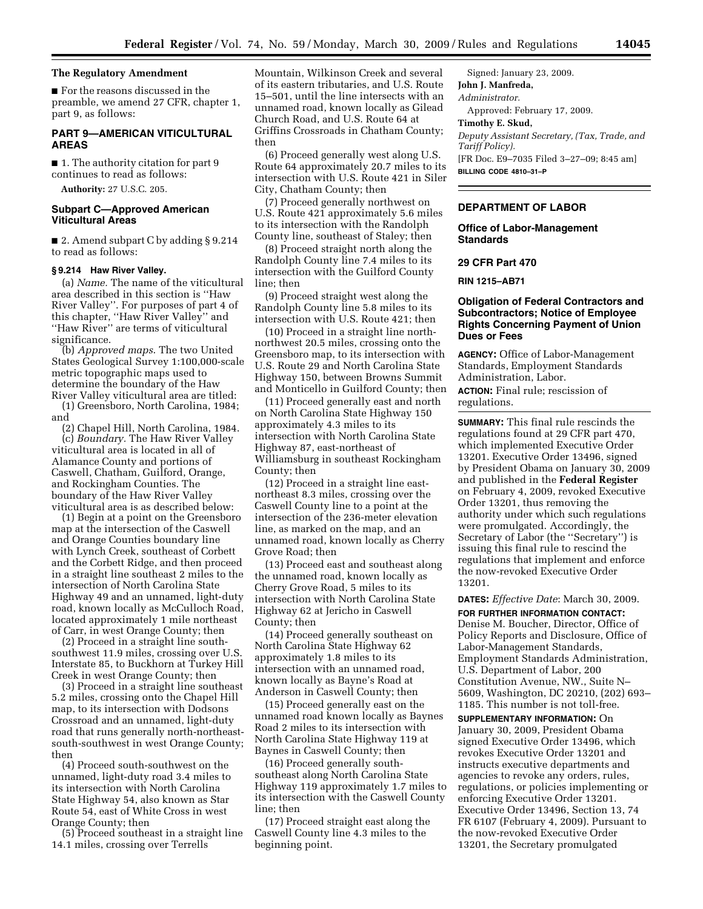**The Regulatory Amendment**

■ For the reasons discussed in the preamble, we amend 27 CFR, chapter 1, part 9, as follows:

## PART 9—AMERICAN VITICULTURAL AREAS

■ 1. The authority citation for part 9 continues to read as follows:

**Authority:** 27 U.S.C. 205.

### Subpart C—Approved American Viticultural Areas

■ 2. Amend subpart C by adding § 9.214 to read as follows:

**§ 9.214 Haw River Valley.**

(a) *Name.* The name of the viticultural area described in this section is ''Haw River Valley''. For purposes of part 4 of this chapter, ''Haw River Valley'' and ''Haw River'' are terms of viticultural significance.

(b) *Approved maps.* The two United States Geological Survey 1:100,000-scale metric topographic maps used to determine the boundary of the Haw River Valley viticultural area are titled:

(1) Greensboro, North Carolina, 1984; and

(2) Chapel Hill, North Carolina, 1984.

(c) *Boundary.* The Haw River Valley viticultural area is located in all of Alamance County and portions of Caswell, Chatham, Guilford, Orange, and Rockingham Counties. The boundary of the Haw River Valley viticultural area is as described below:

(1) Begin at a point on the Greensboro map at the intersection of the Caswell and Orange Counties boundary line with Lynch Creek, southeast of Corbett and the Corbett Ridge, and then proceed in a straight line southeast 2 miles to the intersection of North Carolina State Highway 49 and an unnamed, light-duty road, known locally as McCulloch Road, located approximately 1 mile northeast of Carr, in west Orange County; then

(2) Proceed in a straight line south-southwest 11.9 miles, crossing over U.S. Interstate 85, to Buckhorn at Turkey Hill Creek in west Orange County; then

(3) Proceed in a straight line southeast 5.2 miles, crossing onto the Chapel Hill map, to its intersection with Dodsons Crossroad and an unnamed, light-duty road that runs generally north-northeast-south-southwest in west Orange County; then

(4) Proceed south-southwest on the unnamed, light-duty road 3.4 miles to its intersection with North Carolina State Highway 54, also known as Star Route 54, east of White Cross in west Orange County; then

(5) Proceed southeast in a straight line 14.1 miles, crossing over Terrells Mountain, Wilkinson Creek and several of its eastern tributaries, and U.S. Route 15–501, until the line intersects with an unnamed road, known locally as Gilead Church Road, and U.S. Route 64 at Griffins Crossroads in Chatham County; then

(6) Proceed generally west along U.S. Route 64 approximately 20.7 miles to its intersection with U.S. Route 421 in Siler City, Chatham County; then

(7) Proceed generally northwest on U.S. Route 421 approximately 5.6 miles to its intersection with the Randolph County line, southeast of Staley; then

(8) Proceed straight north along the Randolph County line 7.4 miles to its intersection with the Guilford County line; then

(9) Proceed straight west along the Randolph County line 5.8 miles to its intersection with U.S. Route 421; then

(10) Proceed in a straight line north-northwest 20.5 miles, crossing onto the Greensboro map, to its intersection with U.S. Route 29 and North Carolina State Highway 150, between Browns Summit and Monticello in Guilford County; then

(11) Proceed generally east and north on North Carolina State Highway 150 approximately 4.3 miles to its intersection with North Carolina State Highway 87, east-northeast of Williamsburg in southeast Rockingham County; then

(12) Proceed in a straight line east-northeast 8.3 miles, crossing over the Caswell County line to a point at the intersection of the 236-meter elevation line, as marked on the map, and an unnamed road, known locally as Cherry Grove Road; then

(13) Proceed east and southeast along the unnamed road, known locally as Cherry Grove Road, 5 miles to its intersection with North Carolina State Highway 62 at Jericho in Caswell County; then

(14) Proceed generally southeast on North Carolina State Highway 62 approximately 1.8 miles to its intersection with an unnamed road, known locally as Bayne's Road at Anderson in Caswell County; then

(15) Proceed generally east on the unnamed road known locally as Baynes Road 2 miles to its intersection with North Carolina State Highway 119 at Baynes in Caswell County; then

(16) Proceed generally south-southeast along North Carolina State Highway 119 approximately 1.7 miles to its intersection with the Caswell County line; then

(17) Proceed straight east along the Caswell County line 4.3 miles to the beginning point.

Signed: January 23, 2009.

**John J. Manfreda,**

*Administrator.*

Approved: February 17, 2009.

**Timothy E. Skud,**

*Deputy Assistant Secretary, (Tax, Trade, and Tariff Policy).*

[FR Doc. E9–7035 Filed 3–27–09; 8:45 am]

**BILLING CODE 4810–31–P**

## DEPARTMENT OF LABOR

### Office of Labor-Management Standards

### 29 CFR Part 470

**RIN 1215–AB71**

### Obligation of Federal Contractors and Subcontractors; Notice of Employee Rights Concerning Payment of Union Dues or Fees

**AGENCY:** Office of Labor-Management Standards, Employment Standards Administration, Labor.

**ACTION:** Final rule; rescission of regulations.

**SUMMARY:** This final rule rescinds the regulations found at 29 CFR part 470, which implemented Executive Order 13201. Executive Order 13496, signed by President Obama on January 30, 2009 and published in the **Federal Register** on February 4, 2009, revoked Executive Order 13201, thus removing the authority under which such regulations were promulgated. Accordingly, the Secretary of Labor (the ''Secretary'') is issuing this final rule to rescind the regulations that implement and enforce the now-revoked Executive Order 13201.

**DATES:** *Effective Date*: March 30, 2009.

**FOR FURTHER INFORMATION CONTACT:** Denise M. Boucher, Director, Office of Policy Reports and Disclosure, Office of Labor-Management Standards, Employment Standards Administration, U.S. Department of Labor, 200 Constitution Avenue, NW., Suite N–5609, Washington, DC 20210, (202) 693–1185. This number is not toll-free.

**SUPPLEMENTARY INFORMATION:** On January 30, 2009, President Obama signed Executive Order 13496, which revokes Executive Order 13201 and instructs executive departments and agencies to revoke any orders, rules, regulations, or policies implementing or enforcing Executive Order 13201. Executive Order 13496, Section 13, 74 FR 6107 (February 4, 2009). Pursuant to the now-revoked Executive Order 13201, the Secretary promulgated